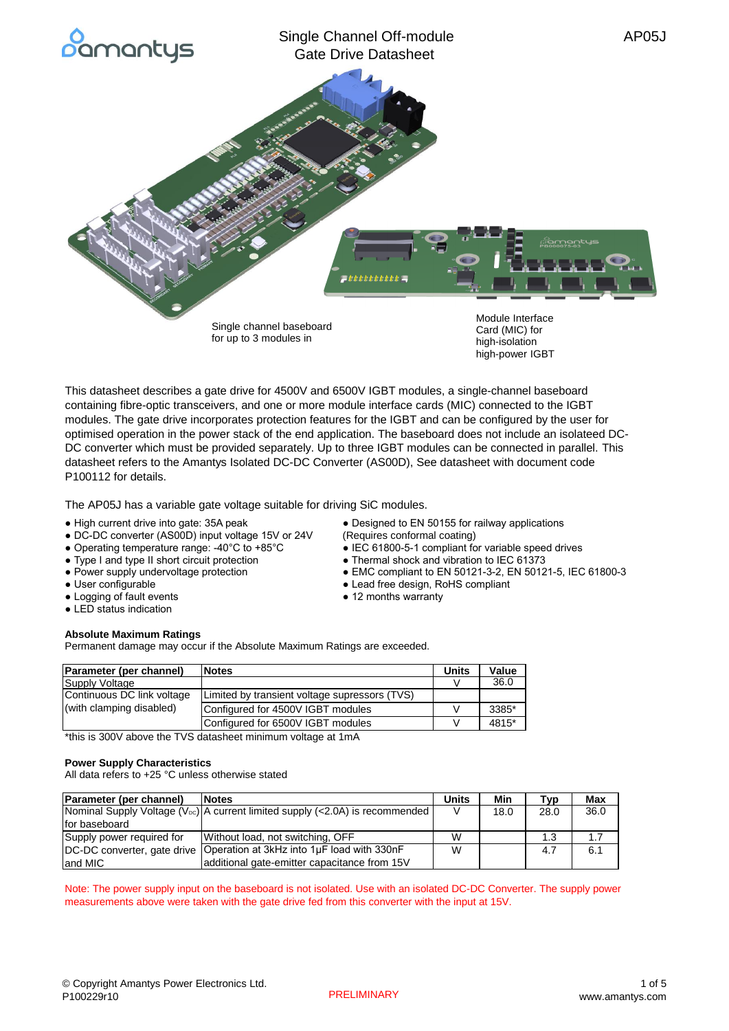# Single Channel Off-module Gate Drive Datasheet

AP05J

Single channel baseboard for up to 3 modules in

Module Interface Card (MIC) for high-isolation high-power IGBT

This datasheet describes a gate drive for 4500V and 6500V IGBT modules, a single-channel baseboard containing fibre-optic transceivers, and one or more module interface cards (MIC) connected to the IGBT modules. The gate drive incorporates protection features for the IGBT and can be configured by the user for optimised operation in the power stack of the end application. The baseboard does not include an isolateed DC-DC converter which must be provided separately. Up to three IGBT modules can be connected in parallel. This datasheet refers to the Amantys Isolated DC-DC Converter (AS00D), See datasheet with document code P100112 for details.

The AP05J has a variable gate voltage suitable for driving SiC modules.

- High current drive into gate: 35A peak
- DC-DC converter (AS00D) input voltage 15V or 24V
- Operating temperature range: -40°C to +85°C
- Type I and type II short circuit protection
- Power supply undervoltage protection
- User configurable
- Logging of fault events
- LED status indication
- Designed to EN 50155 for railway applications (Requires conformal coating)
- IEC 61800-5-1 compliant for variable speed drives
- Thermal shock and vibration to IEC 61373
- EMC compliant to EN 50121-3-2, EN 50121-5, IEC 61800-3
- Lead free design, RoHS compliant
- 12 months warranty

### Absolute Maximum Ratings

Permanent damage may occur if the Absolute Maximum Ratings are exceeded.

| Parameter (per channel) | Notes | Units | Value |
|---|---|---|---|
| Supply Voltage | | V | 36.0 |
| Continuous DC link voltage (with clamping disabled) | Limited by transient voltage supressors (TVS) | | |
| | Configured for 4500V IGBT modules | V | 3385* |
| | Configured for 6500V IGBT modules | V | 4815* |

*this is 300V above the TVS datasheet minimum voltage at 1mA

### Power Supply Characteristics

All data refers to +25 °C unless otherwise stated

| Parameter (per channel) | Notes | Units | Min | Typ | Max |
|---|---|---|---|---|---|
| Nominal Supply Voltage ($V_{DC}$) for baseboard | A current limited supply (<2.0A) is recommended | V | 18.0 | 28.0 | 36.0 |
| Supply power required for DC-DC converter, gate drive and MIC | Without load, not switching, OFF | W | | 1.3 | 1.7 |
| | Operation at 3kHz into 1µF load with 330nF additional gate-emitter capacitance from 15V | W | | 4.7 | 6.1 |

Note: The power supply input on the baseboard is not isolated. Use with an isolated DC-DC Converter. The supply power measurements above were taken with the gate drive fed from this converter with the input at 15V.

PRELIMINARY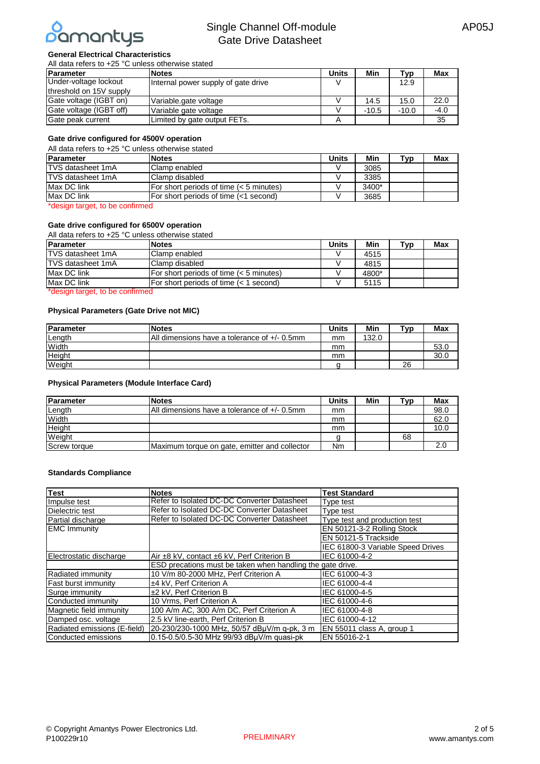### General Electrical Characteristics

All data refers to +25 °C unless otherwise stated

| Parameter | Notes | Units | Min | Typ | Max |
|---|---|---|---|---|---|
| Under-voltage lockout threshold on 15V supply | Internal power supply of gate drive | V | | 12.9 | |
| Gate voltage (IGBT on) | Variable.gate voltage | V | 14.5 | 15.0 | 22.0 |
| Gate voltage (IGBT off) | Variable gate voltage | V | -10.5 | -10.0 | -4.0 |
| Gate peak current | Limited by gate output FETs. | A | | | 35 |

### Gate drive configured for 4500V operation

All data refers to +25 °C unless otherwise stated

| Parameter | Notes | Units | Min | Typ | Max |
|---|---|---|---|---|---|
| TVS datasheet 1mA | Clamp enabled | V | 3085 | | |
| TVS datasheet 1mA | Clamp disabled | V | 3385 | | |
| Max DC link | For short periods of time (< 5 minutes) | V | 3400* | | |
| Max DC link | For short periods of time (<1 second) | V | 3685 | | |

*design target, to be confirmed

### Gate drive configured for 6500V operation

All data refers to +25 °C unless otherwise stated

| Parameter | Notes | Units | Min | Typ | Max |
|---|---|---|---|---|---|
| TVS datasheet 1mA | Clamp enabled | V | 4515 | | |
| TVS datasheet 1mA | Clamp disabled | V | 4815 | | |
| Max DC link | For short periods of time (< 5 minutes) | V | 4800* | | |
| Max DC link | For short periods of time (< 1 second) | V | 5115 | | |

*design target, to be confirmed

### Physical Parameters (Gate Drive not MIC)

| Parameter | Notes | Units | Min | Typ | Max |
|---|---|---|---|---|---|
| Length | All dimensions have a tolerance of +/- 0.5mm | mm | 132.0 | | |
| Width | | mm | | | 53.0 |
| Height | | mm | | | 30.0 |
| Weight | | g | | 26 | |

### Physical Parameters (Module Interface Card)

| Parameter | Notes | Units | Min | Typ | Max |
|---|---|---|---|---|---|
| Length | All dimensions have a tolerance of +/- 0.5mm | mm | | | 98.0 |
| Width | | mm | | | 62.0 |
| Height | | mm | | | 10.0 |
| Weight | | g | | 68 | |
| Screw torque | Maximum torque on gate, emitter and collector | Nm | | | 2.0 |

### Standards Compliance

| Test | Notes | Test Standard |
|---|---|---|
| Impulse test | Refer to Isolated DC-DC Converter Datasheet | Type test |
| Dielectric test | Refer to Isolated DC-DC Converter Datasheet | Type test |
| Partial discharge | Refer to Isolated DC-DC Converter Datasheet | Type test and production test |
| EMC Immunity | | EN 50121-3-2 Rolling Stock |
| | | EN 50121-5 Trackside |
| | | IEC 61800-3 Variable Speed Drives |
| Electrostatic discharge | Air ±8 kV, contact ±6 kV, Perf Criterion B | IEC 61000-4-2 |
| | ESD precations must be taken when handling the gate drive. | |
| Radiated immunity | 10 V/m 80-2000 MHz, Perf Criterion A | IEC 61000-4-3 |
| Fast burst immunity | ±4 kV, Perf Criterion A | IEC 61000-4-4 |
| Surge immunity | ±2 kV, Perf Criterion B | IEC 61000-4-5 |
| Conducted immunity | 10 Vrms, Perf Criterion A | IEC 61000-4-6 |
| Magnetic field immunity | 100 A/m AC, 300 A/m DC, Perf Criterion A | IEC 61000-4-8 |
| Damped osc. voltage | 2.5 kV line-earth, Perf Criterion B | IEC 61000-4-12 |
| Radiated emissions (E-field) | 20-230/230-1000 MHz, 50/57 dBμV/m q-pk, 3 m | EN 55011 class A, group 1 |
| Conducted emissions | 0.15-0.5/0.5-30 MHz 99/93 dBμV/m quasi-pk | EN 55016-2-1 |

© Copyright Amantys Power Electronics Ltd.
P100229r10

PRELIMINARY

www.amantys.com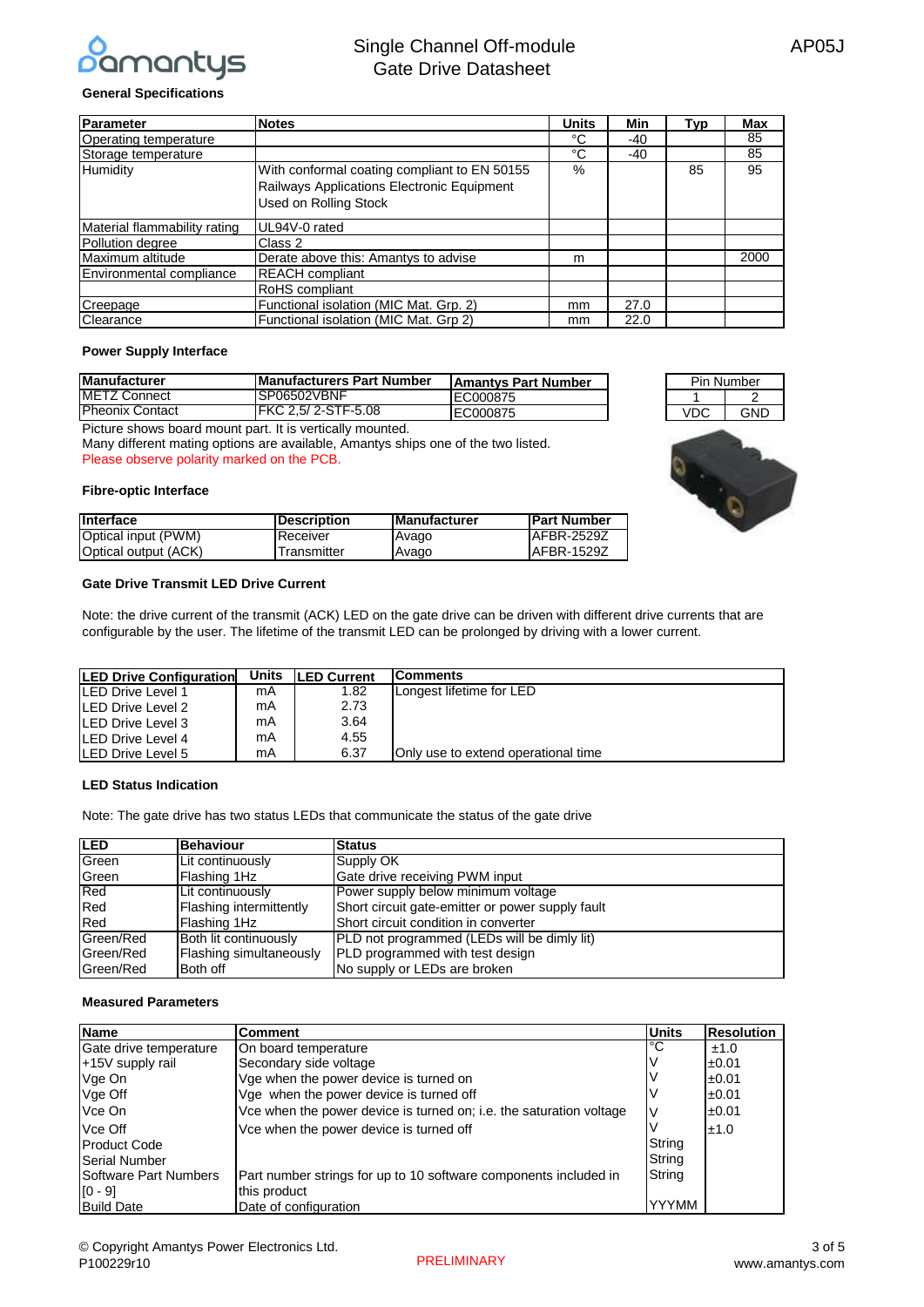### General Specifications

| Parameter | Notes | Units | Min | Typ | Max |
|---|---|---|---|---|---|
| Operating temperature | | °C | -40 | | 85 |
| Storage temperature | | °C | -40 | | 85 |
| Humidity | With conformal coating compliant to EN 50155 Railways Applications Electronic Equipment Used on Rolling Stock | % | | 85 | 95 |
| Material flammability rating | UL94V-0 rated | | | | |
| Pollution degree | Class 2 | | | | |
| Maximum altitude | Derate above this: Amantys to advise | m | | | 2000 |
| Environmental compliance | REACH compliant | | | | |
| | RoHS compliant | | | | |
| Creepage | Functional isolation (MIC Mat. Grp. 2) | mm | 27.0 | | |
| Clearance | Functional isolation (MIC Mat. Grp 2) | mm | 22.0 | | |

### Power Supply Interface

| Manufacturer | Manufacturers Part Number | Amantys Part Number |
|---|---|---|
| METZ Connect | SP06502VBNF | EC000875 |
| Pheonix Contact | FKC 2,5/ 2-STF-5.08 | EC000875 |

| Pin Number | |
|---|---|
| 1 | 2 |
| VDC | GND |

Picture shows board mount part. It is vertically mounted.

Many different mating options are available, Amantys ships one of the two listed.

Please observe polarity marked on the PCB.

### Fibre-optic Interface

| Interface | Description | Manufacturer | Part Number |
|---|---|---|---|
| Optical input (PWM) | Receiver | Avago | AFBR-2529Z |
| Optical output (ACK) | Transmitter | Avago | AFBR-1529Z |

### Gate Drive Transmit LED Drive Current

Note: the drive current of the transmit (ACK) LED on the gate drive can be driven with different drive currents that are configurable by the user. The lifetime of the transmit LED can be prolonged by driving with a lower current.

| LED Drive Configuration | Units | LED Current | Comments |
|---|---|---|---|
| LED Drive Level 1 | mA | 1.82 | Longest lifetime for LED |
| LED Drive Level 2 | mA | 2.73 | |
| LED Drive Level 3 | mA | 3.64 | |
| LED Drive Level 4 | mA | 4.55 | |
| LED Drive Level 5 | mA | 6.37 | Only use to extend operational time |

### LED Status Indication

Note: The gate drive has two status LEDs that communicate the status of the gate drive

| LED | Behaviour | Status |
|---|---|---|
| Green | Lit continuously | Supply OK |
| Green | Flashing 1Hz | Gate drive receiving PWM input |
| Red | Lit continuously | Power supply below minimum voltage |
| Red | Flashing intermittently | Short circuit gate-emitter or power supply fault |
| Red | Flashing 1Hz | Short circuit condition in converter |
| Green/Red | Both lit continuously | PLD not programmed (LEDs will be dimly lit) |
| Green/Red | Flashing simultaneously | PLD programmed with test design |
| Green/Red | Both off | No supply or LEDs are broken |

### Measured Parameters

| Name | Comment | Units | Resolution |
|---|---|---|---|
| Gate drive temperature | On board temperature | °C | ±1.0 |
| +15V supply rail | Secondary side voltage | V | ±0.01 |
| Vge On | Vge when the power device is turned on | V | ±0.01 |
| Vge Off | Vge when the power device is turned off | V | ±0.01 |
| Vce On | Vce when the power device is turned on; i.e. the saturation voltage | V | ±0.01 |
| Vce Off | Vce when the power device is turned off | V | ±1.0 |
| Product Code | | String | |
| Serial Number | | String | |
| Software Part Numbers [0 - 9] | Part number strings for up to 10 software components included in this product | String | |
| Build Date | Date of configuration | YYYMM | |

PRELIMINARY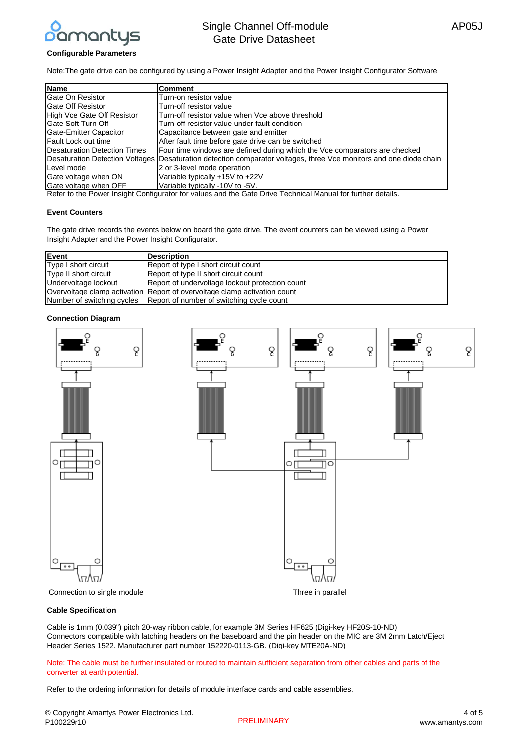## Configurable Parameters

Note:The gate drive can be configured by using a Power Insight Adapter and the Power Insight Configurator Software

| Name | Comment |
|---|---|
| Gate On Resistor | Turn-on resistor value |
| Gate Off Resistor | Turn-off resistor value |
| High Vce Gate Off Resistor | Turn-off resistor value when Vce above threshold |
| Gate Soft Turn Off | Turn-off resistor value under fault condition |
| Gate-Emitter Capacitor | Capacitance between gate and emitter |
| Fault Lock out time | After fault time before gate drive can be switched |
| Desaturation Detection Times | Four time windows are defined during which the Vce comparators are checked |
| Desaturation Detection Voltages | Desaturation detection comparator voltages, three Vce monitors and one diode chain |
| Level mode | 2 or 3-level mode operation |
| Gate voltage when ON | Variable typically +15V to +22V |
| Gate voltage when OFF | Variable typically -10V to -5V. |

Refer to the Power Insight Configurator for values and the Gate Drive Technical Manual for further details.

## Event Counters

The gate drive records the events below on board the gate drive. The event counters can be viewed using a Power Insight Adapter and the Power Insight Configurator.

| Event | Description |
|---|---|
| Type I short circuit | Report of type I short circuit count |
| Type II short circuit | Report of type II short circuit count |
| Undervoltage lockout | Report of undervoltage lockout protection count |
| Overvoltage clamp activation | Report of overvoltage clamp activation count |
| Number of switching cycles | Report of number of switching cycle count |

## Connection Diagram

Connection to single module

Three in parallel

## Cable Specification

Cable is 1mm (0.039") pitch 20-way ribbon cable, for example 3M Series HF625 (Digi-key HF20S-10-ND)
Connectors compatible with latching headers on the baseboard and the pin header on the MIC are 3M 2mm Latch/Eject Header Series 1522. Manufacturer part number 152220-0113-GB. (Digi-key MTE20A-ND)

Note: The cable must be further insulated or routed to maintain sufficient separation from other cables and parts of the converter at earth potential.

Refer to the ordering information for details of module interface cards and cable assemblies.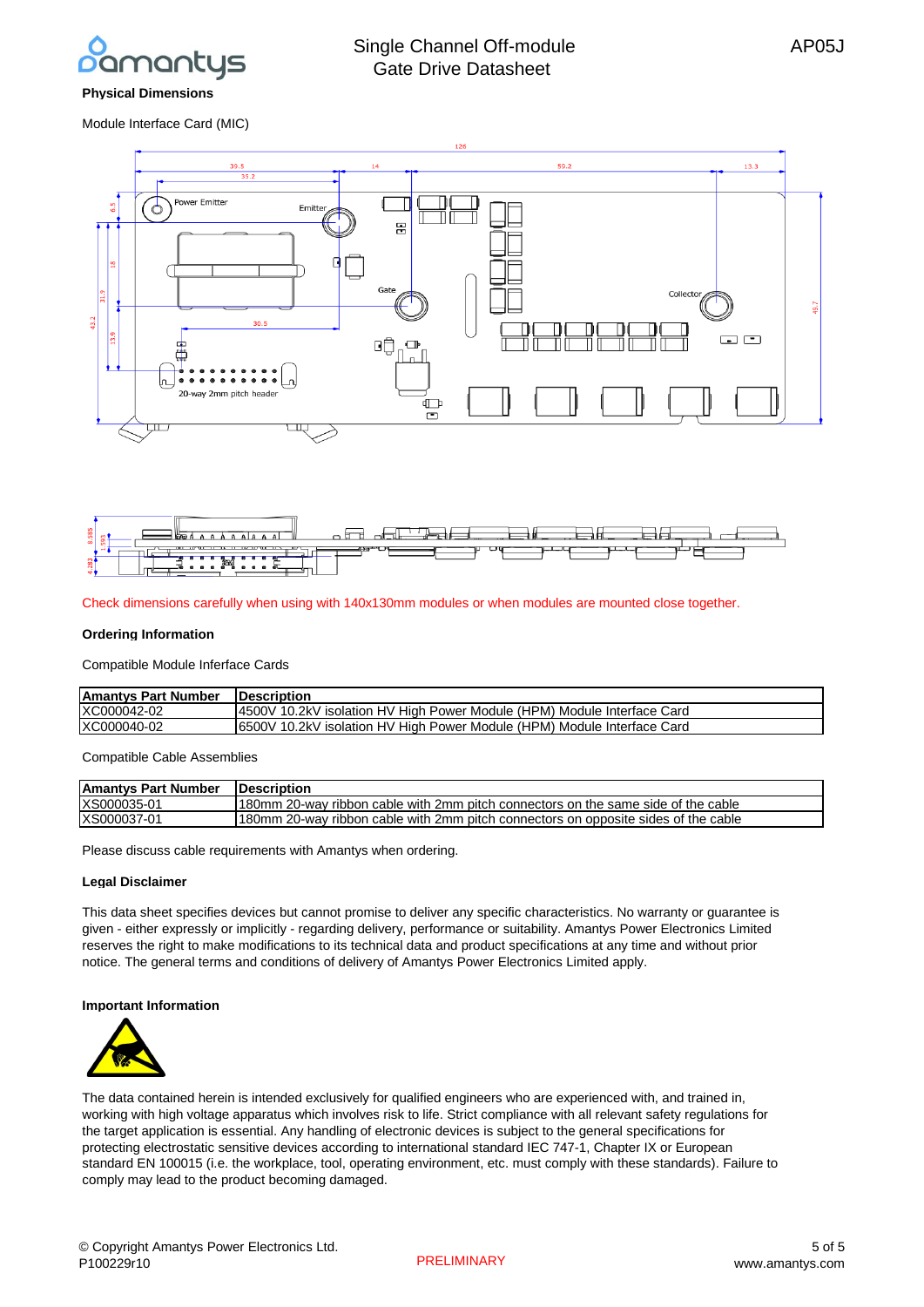## Physical Dimensions

Module Interface Card (MIC)

126
39.5
35.2
14
59.2
13.3
6.5
Power Emitter
Emitter
18
31.9
43.2
13.9
30.5
Gate
Collector
49.7
20-way 2mm pitch header

8.585
1.593
4.283

Check dimensions carefully when using with 140x130mm modules or when modules are mounted close together.

## Ordering Information

Compatible Module Inferface Cards

| Amantys Part Number | Description |
| --- | --- |
| XC000042-02 | 4500V 10.2kV isolation HV High Power Module (HPM) Module Interface Card |
| XC000040-02 | 6500V 10.2kV isolation HV High Power Module (HPM) Module Interface Card |

Compatible Cable Assemblies

| Amantys Part Number | Description |
| --- | --- |
| XS000035-01 | 180mm 20-way ribbon cable with 2mm pitch connectors on the same side of the cable |
| XS000037-01 | 180mm 20-way ribbon cable with 2mm pitch connectors on opposite sides of the cable |

Please discuss cable requirements with Amantys when ordering.

## Legal Disclaimer

This data sheet specifies devices but cannot promise to deliver any specific characteristics. No warranty or guarantee is given - either expressly or implicitly - regarding delivery, performance or suitability. Amantys Power Electronics Limited reserves the right to make modifications to its technical data and product specifications at any time and without prior notice. The general terms and conditions of delivery of Amantys Power Electronics Limited apply.

## Important Information

The data contained herein is intended exclusively for qualified engineers who are experienced with, and trained in, working with high voltage apparatus which involves risk to life. Strict compliance with all relevant safety regulations for the target application is essential. Any handling of electronic devices is subject to the general specifications for protecting electrostatic sensitive devices according to international standard IEC 747-1, Chapter IX or European standard EN 100015 (i.e. the workplace, tool, operating environment, etc. must comply with these standards). Failure to comply may lead to the product becoming damaged.